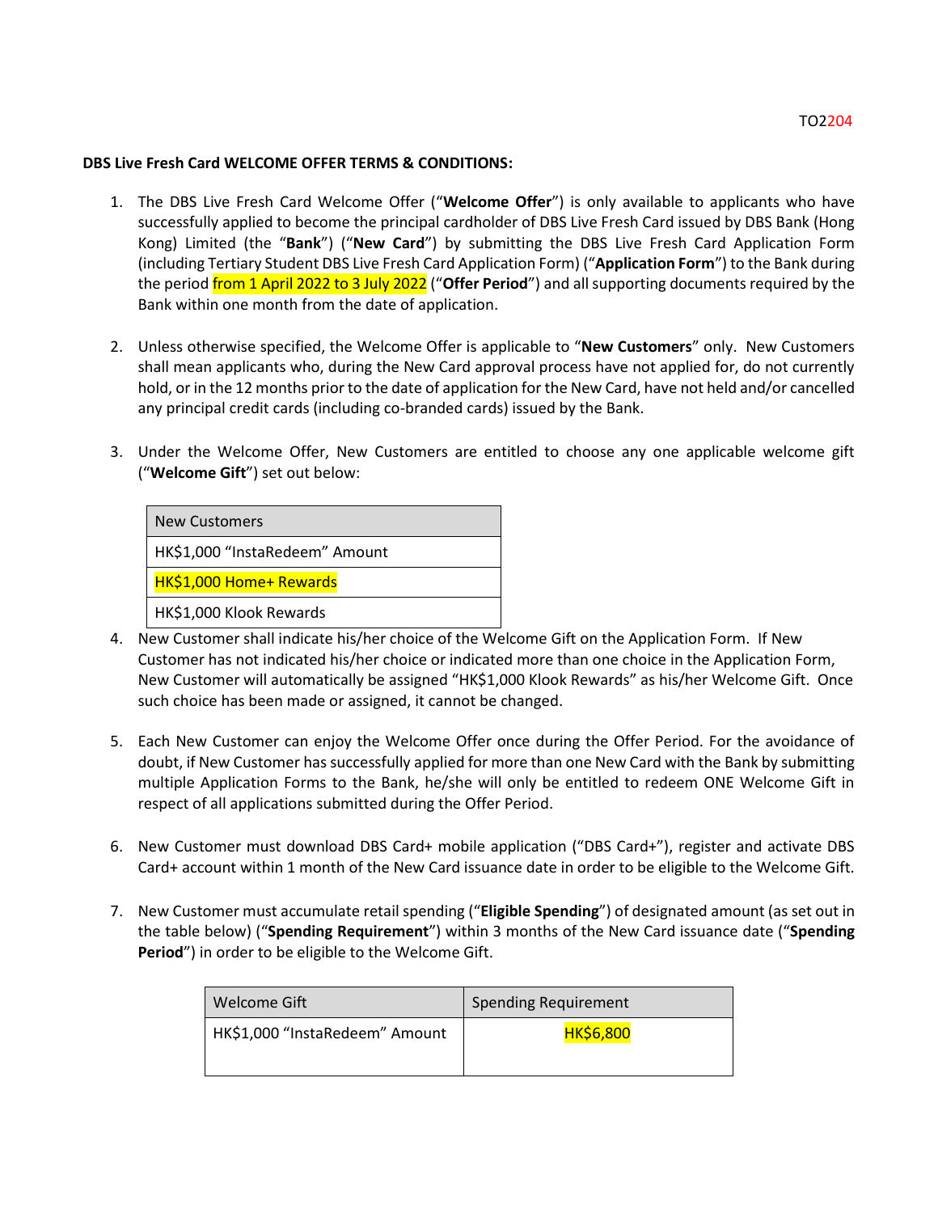TO2204

**DBS Live Fresh Card WELCOME OFFER TERMS & CONDITIONS:**

1. The DBS Live Fresh Card Welcome Offer ("**Welcome Offer**") is only available to applicants who have successfully applied to become the principal cardholder of DBS Live Fresh Card issued by DBS Bank (Hong Kong) Limited (the "**Bank**") ("**New Card**") by submitting the DBS Live Fresh Card Application Form (including Tertiary Student DBS Live Fresh Card Application Form) ("**Application Form**") to the Bank during the period from 1 April 2022 to 3 July 2022 ("**Offer Period**") and all supporting documents required by the Bank within one month from the date of application.

2. Unless otherwise specified, the Welcome Offer is applicable to "**New Customers**" only. New Customers shall mean applicants who, during the New Card approval process have not applied for, do not currently hold, or in the 12 months prior to the date of application for the New Card, have not held and/or cancelled any principal credit cards (including co-branded cards) issued by the Bank.

3. Under the Welcome Offer, New Customers are entitled to choose any one applicable welcome gift ("**Welcome Gift**") set out below:

| New Customers |
| --- |
| HK$1,000 "InstaRedeem" Amount |
| HK$1,000 Home+ Rewards |
| HK$1,000 Klook Rewards |

4. New Customer shall indicate his/her choice of the Welcome Gift on the Application Form. If New Customer has not indicated his/her choice or indicated more than one choice in the Application Form, New Customer will automatically be assigned "HK$1,000 Klook Rewards" as his/her Welcome Gift. Once such choice has been made or assigned, it cannot be changed.

5. Each New Customer can enjoy the Welcome Offer once during the Offer Period. For the avoidance of doubt, if New Customer has successfully applied for more than one New Card with the Bank by submitting multiple Application Forms to the Bank, he/she will only be entitled to redeem ONE Welcome Gift in respect of all applications submitted during the Offer Period.

6. New Customer must download DBS Card+ mobile application ("DBS Card+"), register and activate DBS Card+ account within 1 month of the New Card issuance date in order to be eligible to the Welcome Gift.

7. New Customer must accumulate retail spending ("**Eligible Spending**") of designated amount (as set out in the table below) ("**Spending Requirement**") within 3 months of the New Card issuance date ("**Spending Period**") in order to be eligible to the Welcome Gift.

| Welcome Gift | Spending Requirement |
| --- | --- |
| HK$1,000 "InstaRedeem" Amount | HK$6,800 |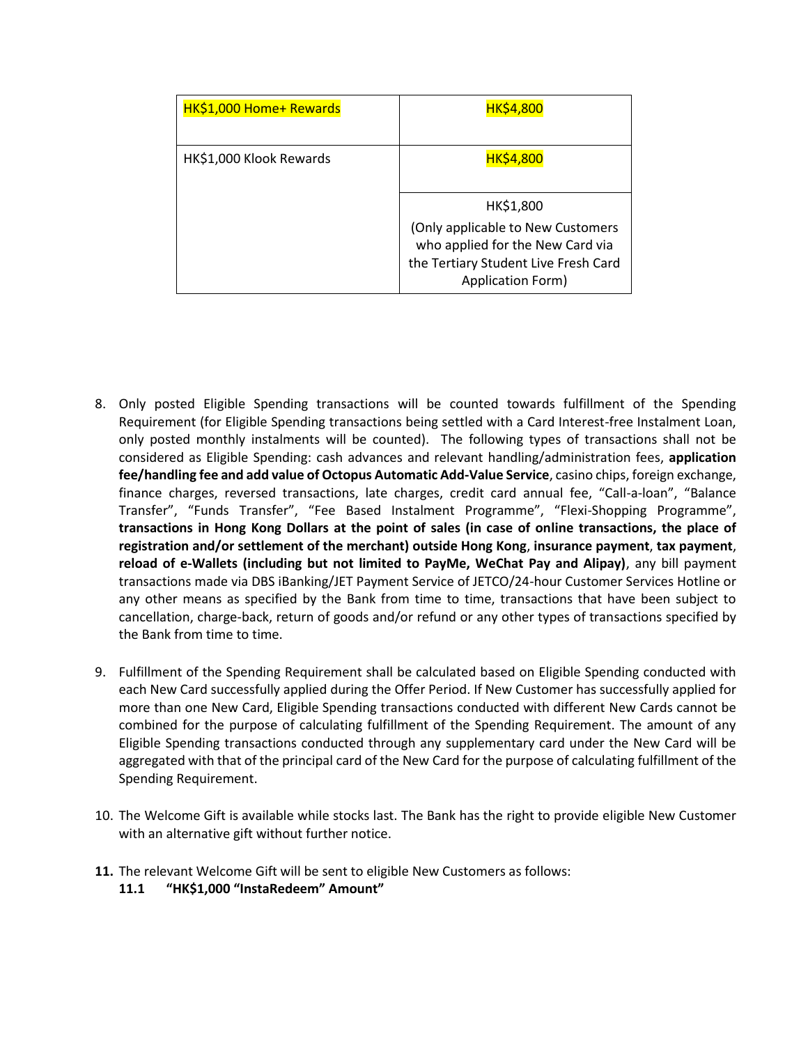| | |
|---|---|
| HK$1,000 Home+ Rewards | HK$4,800 |
| HK$1,000 Klook Rewards | HK$4,800 |
| | HK$1,800<br>(Only applicable to New Customers who applied for the New Card via the Tertiary Student Live Fresh Card Application Form) |

8. Only posted Eligible Spending transactions will be counted towards fulfillment of the Spending Requirement (for Eligible Spending transactions being settled with a Card Interest-free Instalment Loan, only posted monthly instalments will be counted). The following types of transactions shall not be considered as Eligible Spending: cash advances and relevant handling/administration fees, **application fee/handling fee and add value of Octopus Automatic Add-Value Service**, casino chips, foreign exchange, finance charges, reversed transactions, late charges, credit card annual fee, "Call-a-loan", "Balance Transfer", "Funds Transfer", "Fee Based Instalment Programme", "Flexi-Shopping Programme", **transactions in Hong Kong Dollars at the point of sales (in case of online transactions, the place of registration and/or settlement of the merchant) outside Hong Kong**, **insurance payment**, **tax payment**, **reload of e-Wallets (including but not limited to PayMe, WeChat Pay and Alipay)**, any bill payment transactions made via DBS iBanking/JET Payment Service of JETCO/24-hour Customer Services Hotline or any other means as specified by the Bank from time to time, transactions that have been subject to cancellation, charge-back, return of goods and/or refund or any other types of transactions specified by the Bank from time to time.

9. Fulfillment of the Spending Requirement shall be calculated based on Eligible Spending conducted with each New Card successfully applied during the Offer Period. If New Customer has successfully applied for more than one New Card, Eligible Spending transactions conducted with different New Cards cannot be combined for the purpose of calculating fulfillment of the Spending Requirement. The amount of any Eligible Spending transactions conducted through any supplementary card under the New Card will be aggregated with that of the principal card of the New Card for the purpose of calculating fulfillment of the Spending Requirement.

10. The Welcome Gift is available while stocks last. The Bank has the right to provide eligible New Customer with an alternative gift without further notice.

**11.** The relevant Welcome Gift will be sent to eligible New Customers as follows:

**11.1 "HK$1,000 "InstaRedeem" Amount"**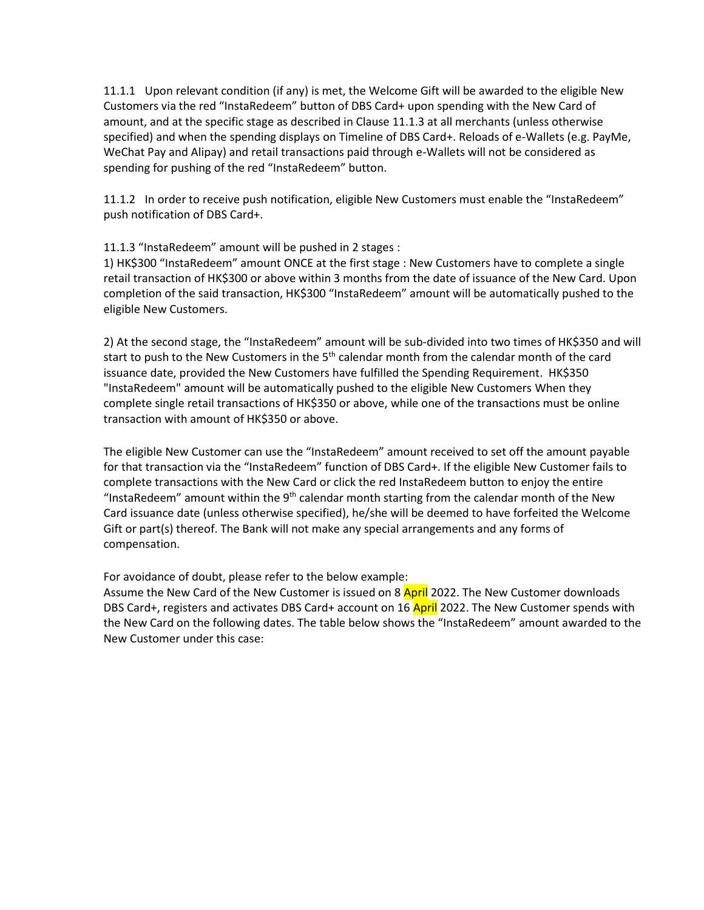11.1.1 Upon relevant condition (if any) is met, the Welcome Gift will be awarded to the eligible New Customers via the red "InstaRedeem" button of DBS Card+ upon spending with the New Card of amount, and at the specific stage as described in Clause 11.1.3 at all merchants (unless otherwise specified) and when the spending displays on Timeline of DBS Card+. Reloads of e-Wallets (e.g. PayMe, WeChat Pay and Alipay) and retail transactions paid through e-Wallets will not be considered as spending for pushing of the red "InstaRedeem" button.

11.1.2 In order to receive push notification, eligible New Customers must enable the "InstaRedeem" push notification of DBS Card+.

11.1.3 "InstaRedeem" amount will be pushed in 2 stages :

1) HK$300 "InstaRedeem" amount ONCE at the first stage : New Customers have to complete a single retail transaction of HK$300 or above within 3 months from the date of issuance of the New Card. Upon completion of the said transaction, HK$300 "InstaRedeem" amount will be automatically pushed to the eligible New Customers.

2) At the second stage, the "InstaRedeem" amount will be sub-divided into two times of HK$350 and will start to push to the New Customers in the 5th calendar month from the calendar month of the card issuance date, provided the New Customers have fulfilled the Spending Requirement. HK$350 "InstaRedeem" amount will be automatically pushed to the eligible New Customers When they complete single retail transactions of HK$350 or above, while one of the transactions must be online transaction with amount of HK$350 or above.

The eligible New Customer can use the "InstaRedeem" amount received to set off the amount payable for that transaction via the "InstaRedeem" function of DBS Card+. If the eligible New Customer fails to complete transactions with the New Card or click the red InstaRedeem button to enjoy the entire "InstaRedeem" amount within the 9th calendar month starting from the calendar month of the New Card issuance date (unless otherwise specified), he/she will be deemed to have forfeited the Welcome Gift or part(s) thereof. The Bank will not make any special arrangements and any forms of compensation.

For avoidance of doubt, please refer to the below example:
Assume the New Card of the New Customer is issued on 8 April 2022. The New Customer downloads DBS Card+, registers and activates DBS Card+ account on 16 April 2022. The New Customer spends with the New Card on the following dates. The table below shows the "InstaRedeem" amount awarded to the New Customer under this case: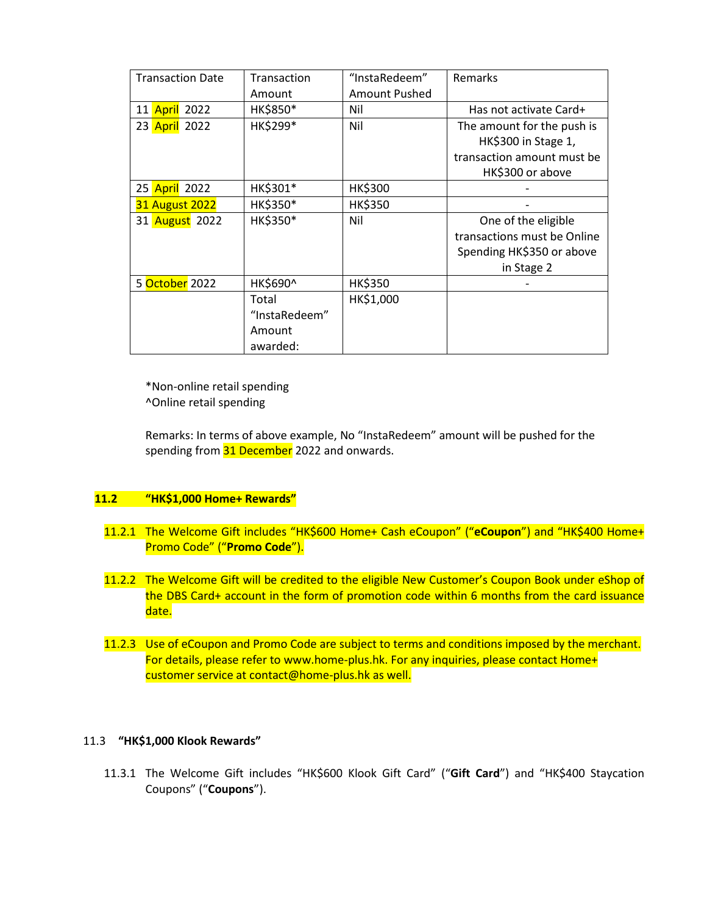| Transaction Date | Transaction Amount | "InstaRedeem" Amount Pushed | Remarks |
|---|---|---|---|
| 11 April 2022 | HK$850* | Nil | Has not activate Card+ |
| 23 April 2022 | HK$299* | Nil | The amount for the push is HK$300 in Stage 1, transaction amount must be HK$300 or above |
| 25 April 2022 | HK$301* | HK$300 | - |
| 31 August 2022 | HK$350* | HK$350 | - |
| 31 August 2022 | HK$350* | Nil | One of the eligible transactions must be Online Spending HK$350 or above in Stage 2 |
| 5 October 2022 | HK$690^ | HK$350 | - |
| | Total "InstaRedeem" Amount awarded: | HK$1,000 | |

*Non-online retail spending
^Online retail spending

Remarks: In terms of above example, No "InstaRedeem" amount will be pushed for the spending from 31 December 2022 and onwards.

**11.2 "HK$1,000 Home+ Rewards"**

11.2.1 The Welcome Gift includes "HK$600 Home+ Cash eCoupon" ("**eCoupon**") and "HK$400 Home+ Promo Code" ("**Promo Code**").

11.2.2 The Welcome Gift will be credited to the eligible New Customer's Coupon Book under eShop of the DBS Card+ account in the form of promotion code within 6 months from the card issuance date.

11.2.3 Use of eCoupon and Promo Code are subject to terms and conditions imposed by the merchant. For details, please refer to www.home-plus.hk. For any inquiries, please contact Home+ customer service at contact@home-plus.hk as well.

**11.3 "HK$1,000 Klook Rewards"**

11.3.1 The Welcome Gift includes "HK$600 Klook Gift Card" ("**Gift Card**") and "HK$400 Staycation Coupons" ("**Coupons**").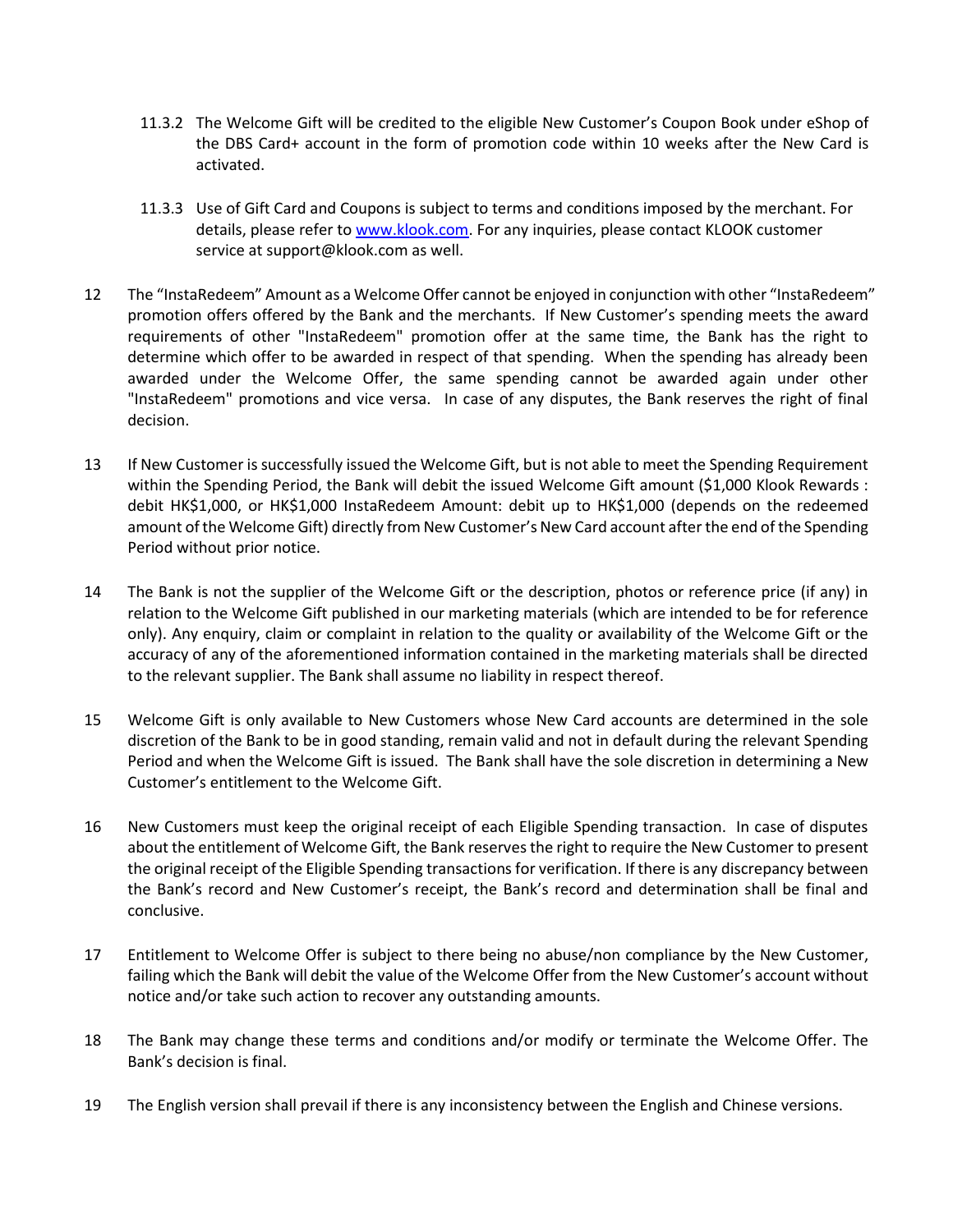11.3.2 The Welcome Gift will be credited to the eligible New Customer's Coupon Book under eShop of the DBS Card+ account in the form of promotion code within 10 weeks after the New Card is activated.

11.3.3 Use of Gift Card and Coupons is subject to terms and conditions imposed by the merchant. For details, please refer to [www.klook.com](http://www.klook.com). For any inquiries, please contact KLOOK customer service at support@klook.com as well.

12 The "InstaRedeem" Amount as a Welcome Offer cannot be enjoyed in conjunction with other "InstaRedeem" promotion offers offered by the Bank and the merchants. If New Customer's spending meets the award requirements of other "InstaRedeem" promotion offer at the same time, the Bank has the right to determine which offer to be awarded in respect of that spending. When the spending has already been awarded under the Welcome Offer, the same spending cannot be awarded again under other "InstaRedeem" promotions and vice versa. In case of any disputes, the Bank reserves the right of final decision.

13 If New Customer is successfully issued the Welcome Gift, but is not able to meet the Spending Requirement within the Spending Period, the Bank will debit the issued Welcome Gift amount ($1,000 Klook Rewards : debit HK$1,000, or HK$1,000 InstaRedeem Amount: debit up to HK$1,000 (depends on the redeemed amount of the Welcome Gift) directly from New Customer's New Card account after the end of the Spending Period without prior notice.

14 The Bank is not the supplier of the Welcome Gift or the description, photos or reference price (if any) in relation to the Welcome Gift published in our marketing materials (which are intended to be for reference only). Any enquiry, claim or complaint in relation to the quality or availability of the Welcome Gift or the accuracy of any of the aforementioned information contained in the marketing materials shall be directed to the relevant supplier. The Bank shall assume no liability in respect thereof.

15 Welcome Gift is only available to New Customers whose New Card accounts are determined in the sole discretion of the Bank to be in good standing, remain valid and not in default during the relevant Spending Period and when the Welcome Gift is issued. The Bank shall have the sole discretion in determining a New Customer's entitlement to the Welcome Gift.

16 New Customers must keep the original receipt of each Eligible Spending transaction. In case of disputes about the entitlement of Welcome Gift, the Bank reserves the right to require the New Customer to present the original receipt of the Eligible Spending transactions for verification. If there is any discrepancy between the Bank's record and New Customer's receipt, the Bank's record and determination shall be final and conclusive.

17 Entitlement to Welcome Offer is subject to there being no abuse/non compliance by the New Customer, failing which the Bank will debit the value of the Welcome Offer from the New Customer's account without notice and/or take such action to recover any outstanding amounts.

18 The Bank may change these terms and conditions and/or modify or terminate the Welcome Offer. The Bank's decision is final.

19 The English version shall prevail if there is any inconsistency between the English and Chinese versions.